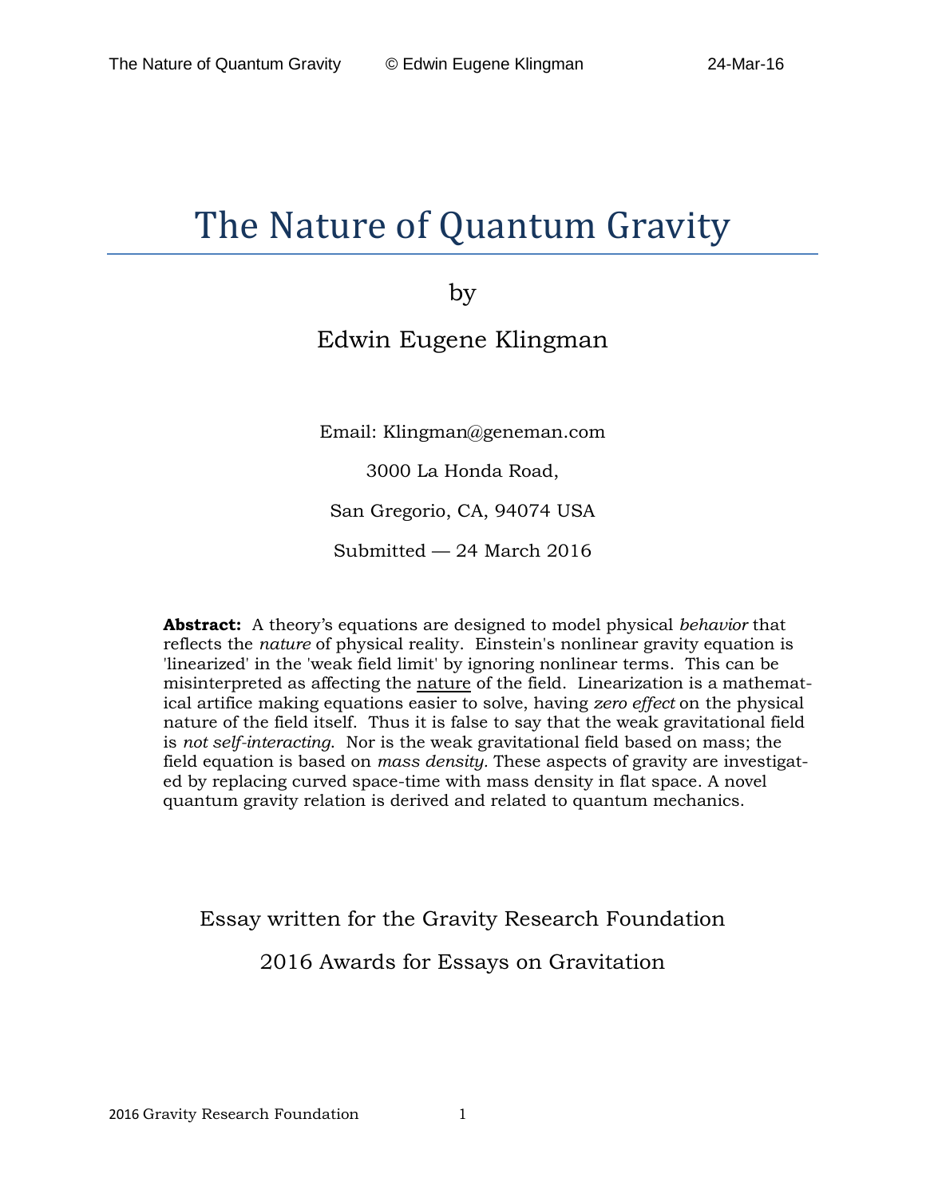# The Nature of Quantum Gravity

by

Edwin Eugene Klingman

Email: Klingman@geneman.com

3000 La Honda Road,

San Gregorio, CA, 94074 USA

Submitted — 24 March 2016

**Abstract:** A theory's equations are designed to model physical *behavior* that reflects the *nature* of physical reality. Einstein's nonlinear gravity equation is 'linearized' in the 'weak field limit' by ignoring nonlinear terms. This can be misinterpreted as affecting the <u>nature</u> of the field. Linearization is a mathematical artifice making equations easier to solve, having *zero effect* on the physical nature of the field itself. Thus it is false to say that the weak gravitational field is *not self-interacting*. Nor is the weak gravitational field based on mass; the field equation is based on *mass density*. These aspects of gravity are investigated by replacing curved space-time with mass density in flat space. A novel quantum gravity relation is derived and related to quantum mechanics.

Essay written for the Gravity Research Foundation

2016 Awards for Essays on Gravitation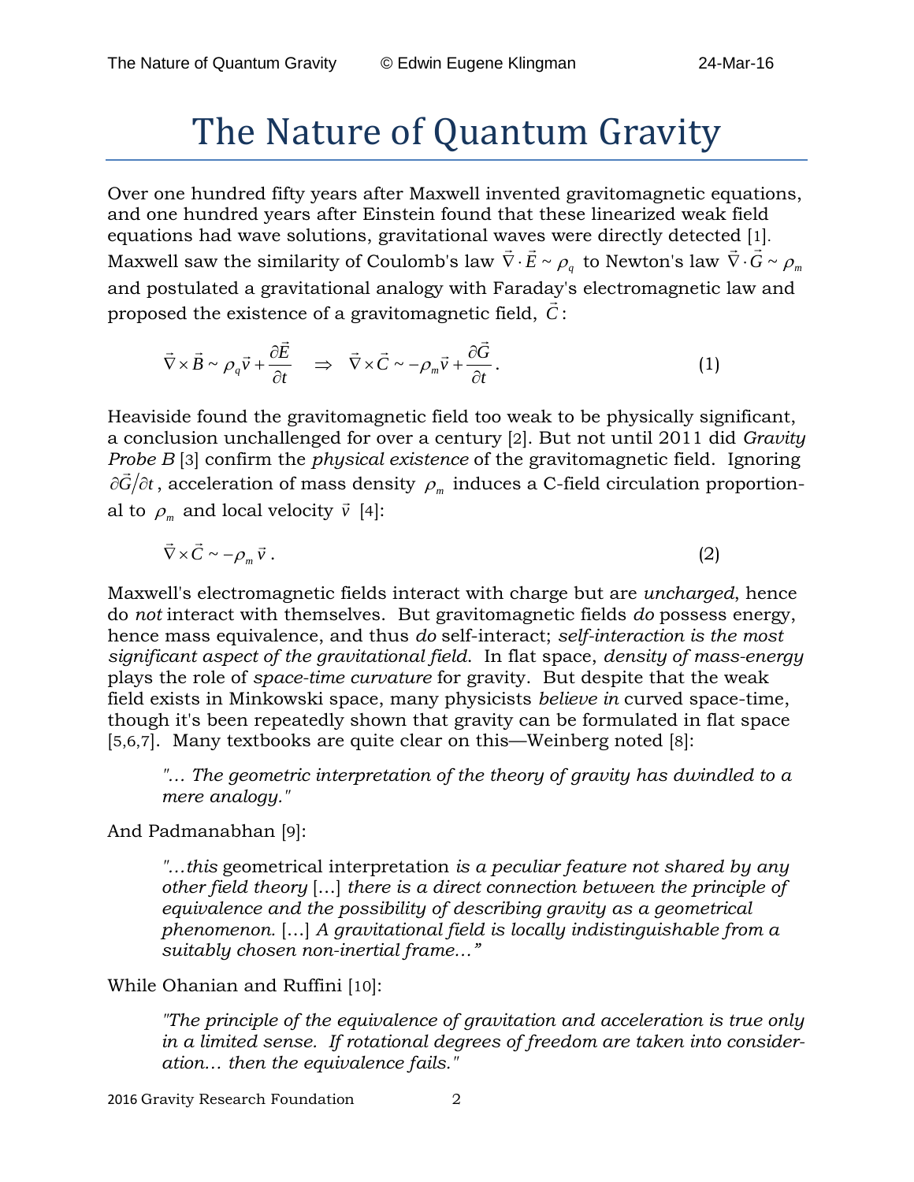# The Nature of Quantum Gravity

Over one hundred fifty years after Maxwell invented gravitomagnetic equations, and one hundred years after Einstein found that these linearized weak field equations had wave solutions, gravitational waves were directly detected [1]. Maxwell saw the similarity of Coulomb's law $\vec{\nabla}\cdot\vec{E} \sim \rho_q$ to Newton's law $\vec{\nabla}\cdot\vec{G} \sim \rho_m$ and postulated a gravitational analogy with Faraday's electromagnetic law and proposed the existence of a gravitomagnetic field, $\vec{C}$:

$$\vec{\nabla}\times\vec{B} \sim \rho_q \vec{v} + \frac{\partial \vec{E}}{\partial t} \quad \Rightarrow \quad \vec{\nabla}\times\vec{C} \sim -\rho_m \vec{v} + \frac{\partial \vec{G}}{\partial t}. \tag{1}$$

Heaviside found the gravitomagnetic field too weak to be physically significant, a conclusion unchallenged for over a century [2]. But not until 2011 did *Gravity Probe B* [3] confirm the *physical existence* of the gravitomagnetic field. Ignoring $\partial\vec{G}/\partial t$, acceleration of mass density $\rho_m$ induces a C-field circulation proportional to $\rho_m$ and local velocity $\vec{v}$ [4]:

$$\vec{\nabla}\times\vec{C} \sim -\rho_m \vec{v}. \tag{2}$$

Maxwell's electromagnetic fields interact with charge but are *uncharged*, hence do *not* interact with themselves. But gravitomagnetic fields *do* possess energy, hence mass equivalence, and thus *do* self-interact; *self-interaction is the most significant aspect of the gravitational field*. In flat space, *density of mass-energy* plays the role of *space-time curvature* for gravity. But despite that the weak field exists in Minkowski space, many physicists *believe in* curved space-time, though it's been repeatedly shown that gravity can be formulated in flat space [5,6,7]. Many textbooks are quite clear on this—Weinberg noted [8]:

> *"… The geometric interpretation of the theory of gravity has dwindled to a mere analogy."*

And Padmanabhan [9]:

> *"…this* geometrical interpretation *is a peculiar feature not shared by any other field theory* […] *there is a direct connection between the principle of equivalence and the possibility of describing gravity as a geometrical phenomenon.* […] *A gravitational field is locally indistinguishable from a suitably chosen non-inertial frame…"*

While Ohanian and Ruffini [10]:

> *"The principle of the equivalence of gravitation and acceleration is true only in a limited sense. If rotational degrees of freedom are taken into consideration… then the equivalence fails."*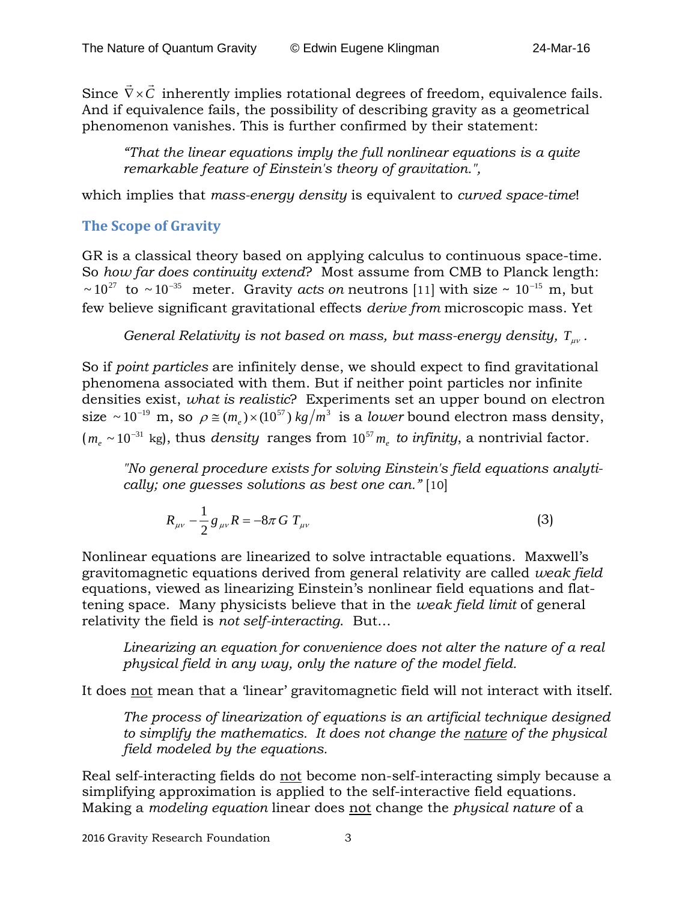Since $\vec{\nabla} \times \vec{C}$ inherently implies rotational degrees of freedom, equivalence fails. And if equivalence fails, the possibility of describing gravity as a geometrical phenomenon vanishes. This is further confirmed by their statement:

> *"That the linear equations imply the full nonlinear equations is a quite remarkable feature of Einstein's theory of gravitation.",*

which implies that *mass-energy density* is equivalent to *curved space-time*!

## The Scope of Gravity

GR is a classical theory based on applying calculus to continuous space-time. So *how far does continuity extend*? Most assume from CMB to Planck length: $\sim 10^{27}$ to $\sim 10^{-35}$ meter. Gravity *acts on* neutrons [11] with size ~ $10^{-15}$ m, but few believe significant gravitational effects *derive from* microscopic mass. Yet

> *General Relativity is not based on mass, but mass-energy density, $T_{\mu\nu}$.*

So if *point particles* are infinitely dense, we should expect to find gravitational phenomena associated with them. But if neither point particles nor infinite densities exist, *what is realistic*? Experiments set an upper bound on electron size $\sim 10^{-19}$ m, so $\rho \cong (m_e) \times (10^{57})\, kg/m^3$ is a *lower* bound electron mass density, ($m_e \sim 10^{-31}$ kg), thus *density* ranges from $10^{57} m_e$ *to infinity*, a nontrivial factor.

> *"No general procedure exists for solving Einstein's field equations analytically; one guesses solutions as best one can."* [10]

$$R_{\mu\nu} - \frac{1}{2} g_{\mu\nu} R = -8\pi G\, T_{\mu\nu} \tag{3}$$

Nonlinear equations are linearized to solve intractable equations. Maxwell's gravitomagnetic equations derived from general relativity are called *weak field* equations, viewed as linearizing Einstein's nonlinear field equations and flattening space. Many physicists believe that in the *weak field limit* of general relativity the field is *not self-interacting*. But…

> *Linearizing an equation for convenience does not alter the nature of a real physical field in any way, only the nature of the model field.*

It does not mean that a 'linear' gravitomagnetic field will not interact with itself.

> *The process of linearization of equations is an artificial technique designed to simplify the mathematics. It does not change the nature of the physical field modeled by the equations.*

Real self-interacting fields do not become non-self-interacting simply because a simplifying approximation is applied to the self-interactive field equations. Making a *modeling equation* linear does not change the *physical nature* of a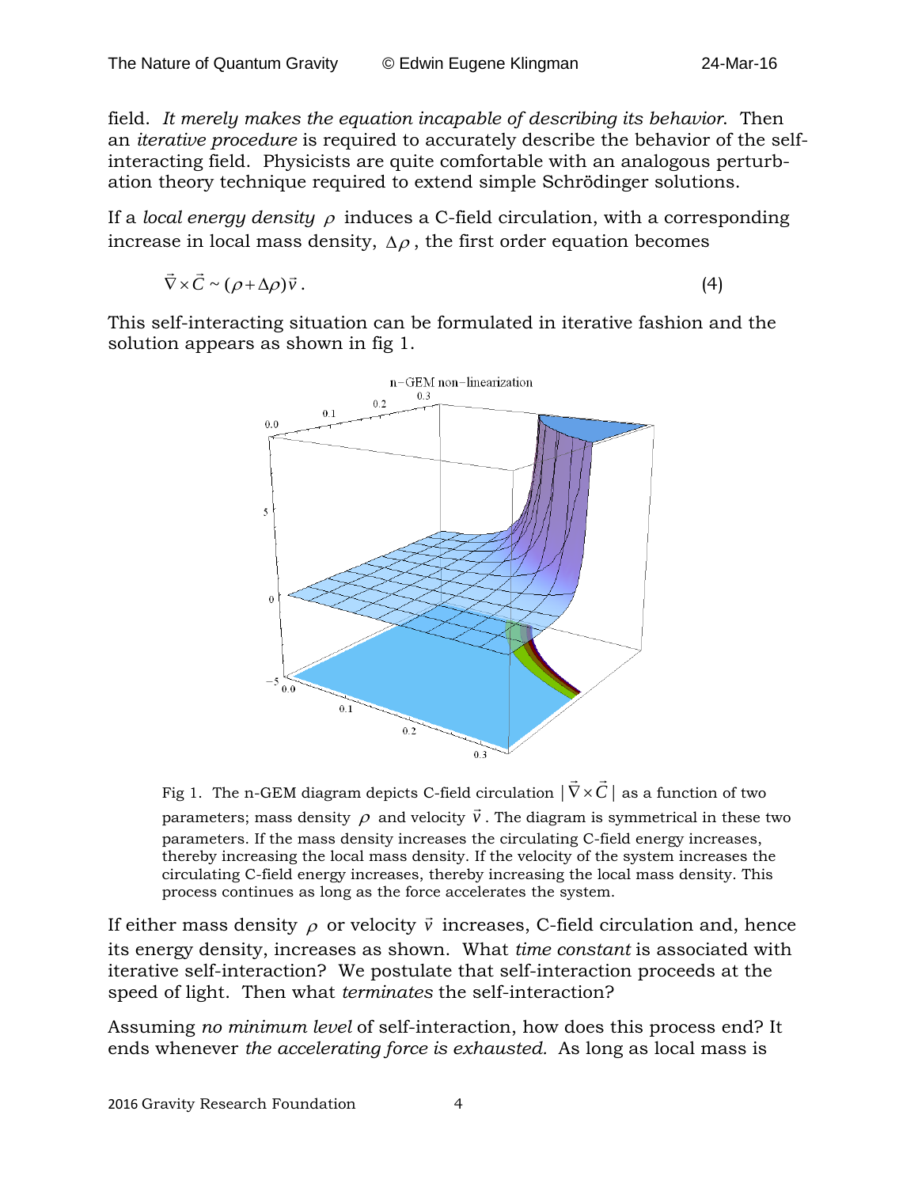field. *It merely makes the equation incapable of describing its behavior*. Then an *iterative procedure* is required to accurately describe the behavior of the self-interacting field. Physicists are quite comfortable with an analogous perturbation theory technique required to extend simple Schrödinger solutions.

If a *local energy density* $\rho$ induces a C-field circulation, with a corresponding increase in local mass density, $\Delta\rho$, the first order equation becomes

$$\vec{\nabla}\times\vec{C} \sim (\rho+\Delta\rho)\vec{v}\,. \tag{4}$$

This self-interacting situation can be formulated in iterative fashion and the solution appears as shown in fig 1.

Fig 1. The n-GEM diagram depicts C-field circulation $|\vec{\nabla}\times\vec{C}|$ as a function of two parameters; mass density $\rho$ and velocity $\vec{v}$. The diagram is symmetrical in these two parameters. If the mass density increases the circulating C-field energy increases, thereby increasing the local mass density. If the velocity of the system increases the circulating C-field energy increases, thereby increasing the local mass density. This process continues as long as the force accelerates the system.

If either mass density $\rho$ or velocity $\vec{v}$ increases, C-field circulation and, hence its energy density, increases as shown. What *time constant* is associated with iterative self-interaction? We postulate that self-interaction proceeds at the speed of light. Then what *terminates* the self-interaction?

Assuming *no minimum level* of self-interaction, how does this process end? It ends whenever *the accelerating force is exhausted.* As long as local mass is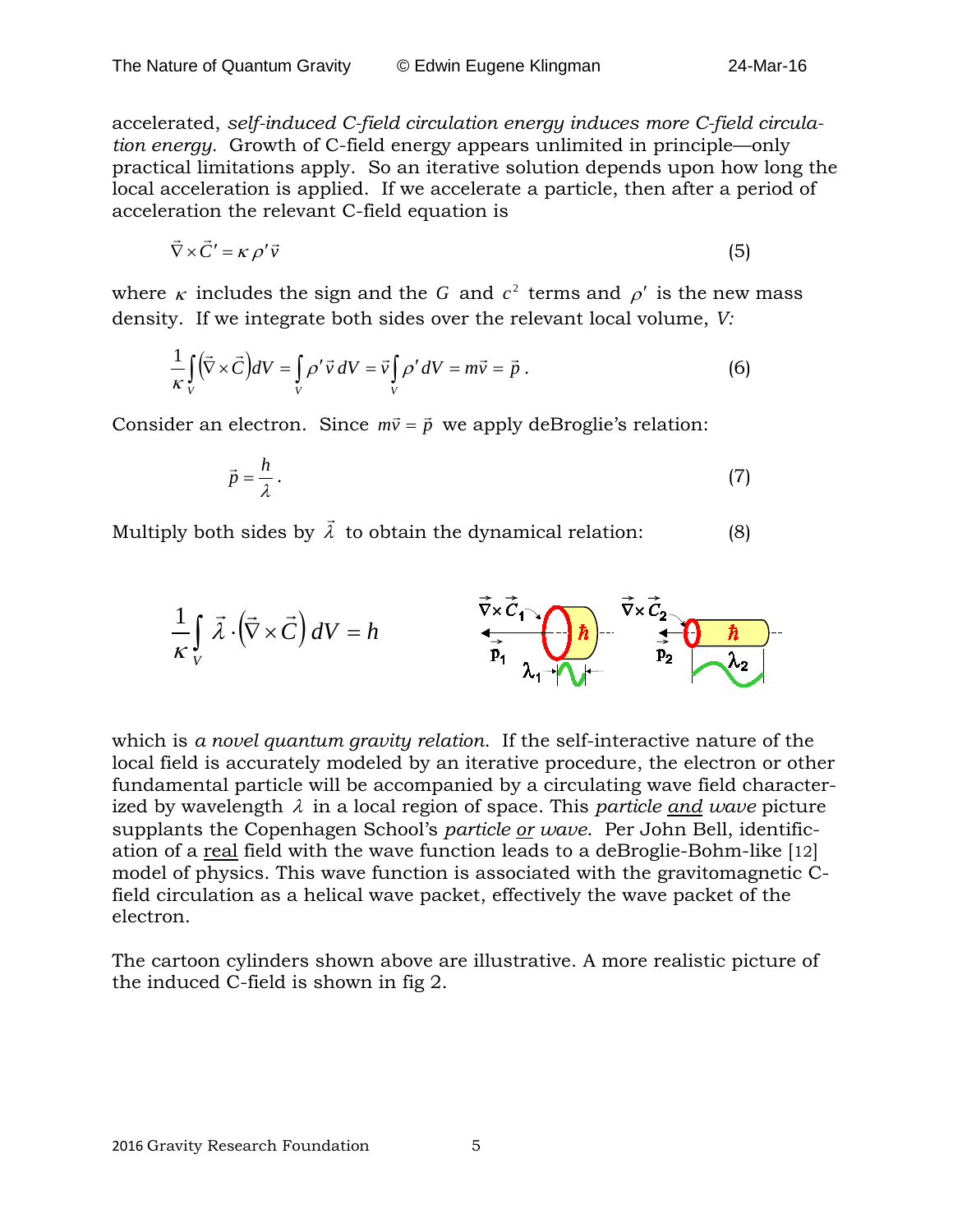accelerated, *self-induced C-field circulation energy induces more C-field circulation energy.* Growth of C-field energy appears unlimited in principle—only practical limitations apply. So an iterative solution depends upon how long the local acceleration is applied. If we accelerate a particle, then after a period of acceleration the relevant C-field equation is

$$\vec{\nabla} \times \vec{C}' = \kappa \, \rho' \vec{v} \tag{5}$$

where $\kappa$ includes the sign and the $G$ and $c^2$ terms and $\rho'$ is the new mass density. If we integrate both sides over the relevant local volume, *V:*

$$\frac{1}{\kappa} \int_V \left( \vec{\nabla} \times \vec{C} \right) dV = \int_V \rho' \vec{v} \, dV = \vec{v} \int_V \rho' \, dV = m\vec{v} = \vec{p} \, . \tag{6}$$

Consider an electron. Since $m\vec{v} = \vec{p}$ we apply deBroglie's relation:

$$\vec{p} = \frac{h}{\lambda} \, . \tag{7}$$

Multiply both sides by $\vec{\lambda}$ to obtain the dynamical relation: (8)

$$\frac{1}{\kappa} \int_V \vec{\lambda} \cdot \left( \vec{\nabla} \times \vec{C} \right) dV = h$$

which is *a novel quantum gravity relation*. If the self-interactive nature of the local field is accurately modeled by an iterative procedure, the electron or other fundamental particle will be accompanied by a circulating wave field characterized by wavelength $\lambda$ in a local region of space. This *particle and wave* picture supplants the Copenhagen School's *particle or wave*. Per John Bell, identification of a real field with the wave function leads to a deBroglie-Bohm-like [12] model of physics. This wave function is associated with the gravitomagnetic C-field circulation as a helical wave packet, effectively the wave packet of the electron.

The cartoon cylinders shown above are illustrative. A more realistic picture of the induced C-field is shown in fig 2.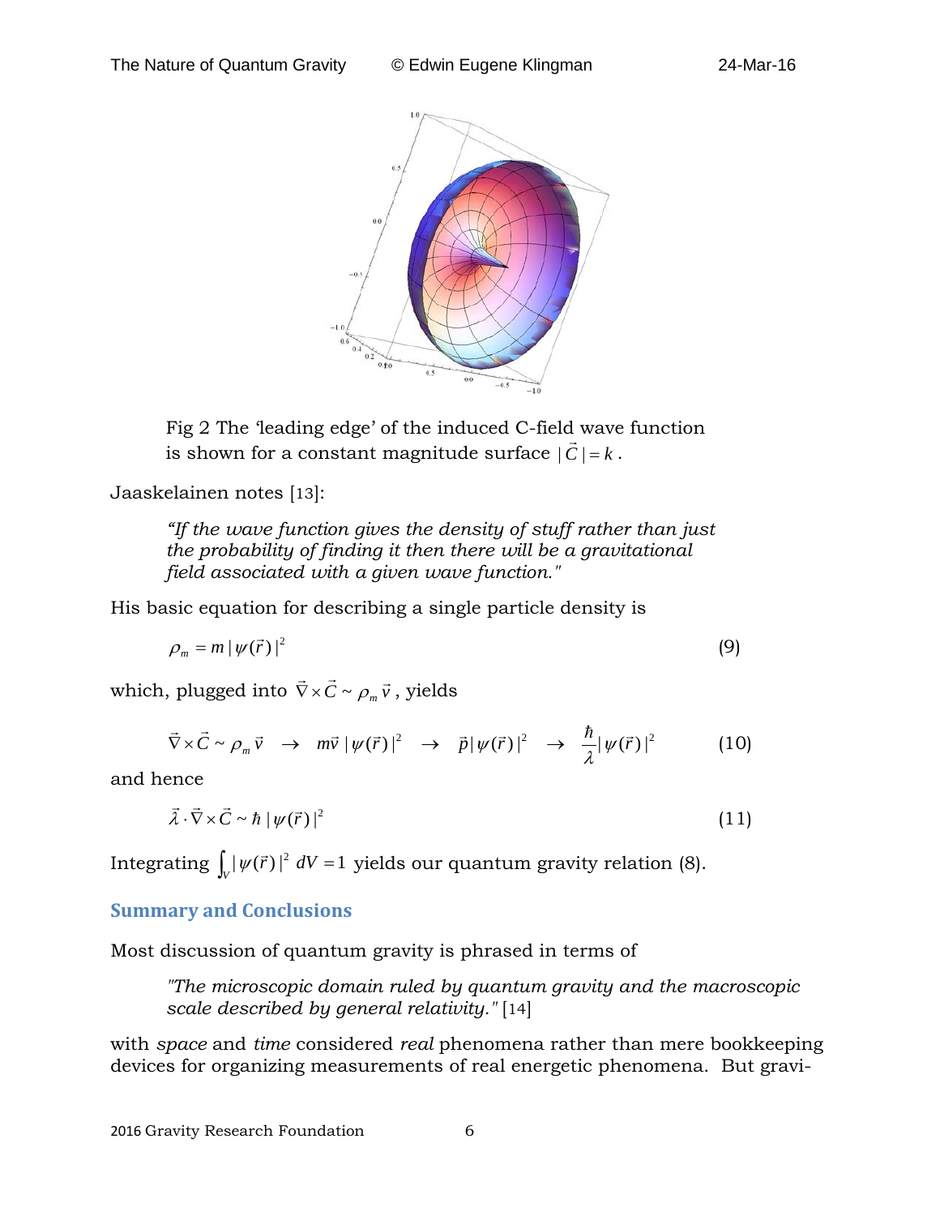Fig 2 The 'leading edge' of the induced C-field wave function is shown for a constant magnitude surface $|\vec{C}| = k$.

Jaaskelainen notes [13]:

> *"If the wave function gives the density of stuff rather than just the probability of finding it then there will be a gravitational field associated with a given wave function."*

His basic equation for describing a single particle density is

$$\rho_m = m\,|\psi(\vec{r})|^2 \tag{9}$$

which, plugged into $\vec{\nabla} \times \vec{C} \sim \rho_m \vec{v}$, yields

$$\vec{\nabla} \times \vec{C} \sim \rho_m \vec{v} \quad \rightarrow \quad m\vec{v}\,|\psi(\vec{r})|^2 \quad \rightarrow \quad \vec{p}\,|\psi(\vec{r})|^2 \quad \rightarrow \quad \frac{\hbar}{\lambda}|\psi(\vec{r})|^2 \tag{10}$$

and hence

$$\vec{\lambda} \cdot \vec{\nabla} \times \vec{C} \sim \hbar\,|\psi(\vec{r})|^2 \tag{11}$$

Integrating $\int_V |\psi(\vec{r})|^2 \, dV = 1$ yields our quantum gravity relation (8).

## Summary and Conclusions

Most discussion of quantum gravity is phrased in terms of

> *"The microscopic domain ruled by quantum gravity and the macroscopic scale described by general relativity."* [14]

with *space* and *time* considered *real* phenomena rather than mere bookkeeping devices for organizing measurements of real energetic phenomena. But gravi-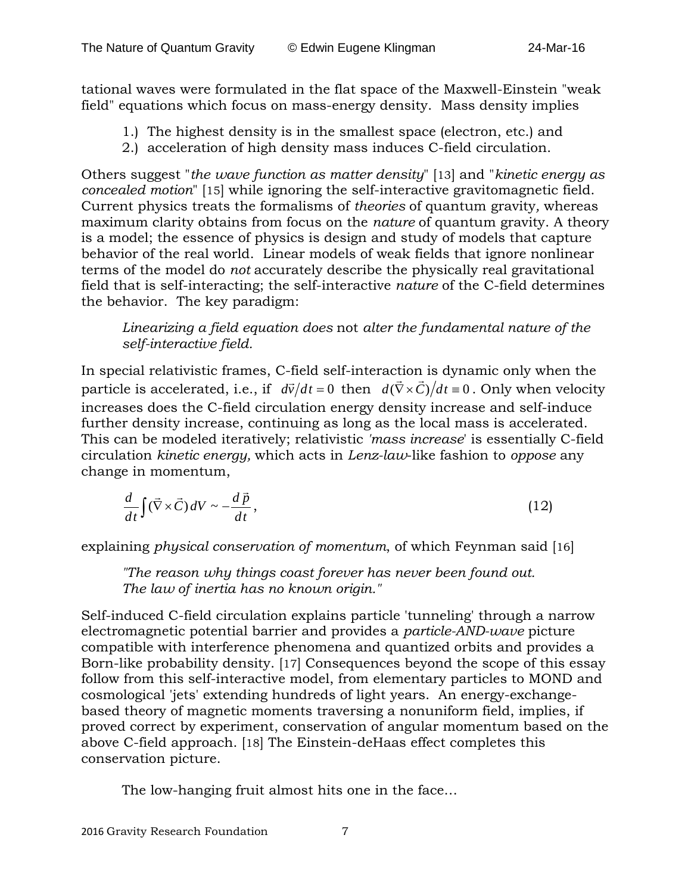tational waves were formulated in the flat space of the Maxwell-Einstein "weak field" equations which focus on mass-energy density. Mass density implies

1.) The highest density is in the smallest space (electron, etc.) and
2.) acceleration of high density mass induces C-field circulation.

Others suggest "*the wave function as matter density*" [13] and "*kinetic energy as concealed motion*" [15] while ignoring the self-interactive gravitomagnetic field. Current physics treats the formalisms of *theories* of quantum gravity, whereas maximum clarity obtains from focus on the *nature* of quantum gravity. A theory is a model; the essence of physics is design and study of models that capture behavior of the real world. Linear models of weak fields that ignore nonlinear terms of the model do *not* accurately describe the physically real gravitational field that is self-interacting; the self-interactive *nature* of the C-field determines the behavior. The key paradigm:

> *Linearizing a field equation does* not *alter the fundamental nature of the self-interactive field.*

In special relativistic frames, C-field self-interaction is dynamic only when the particle is accelerated, i.e., if $d\vec{v}/dt = 0$ then $d(\vec{\nabla}\times\vec{C})/dt \equiv 0$. Only when velocity increases does the C-field circulation energy density increase and self-induce further density increase, continuing as long as the local mass is accelerated. This can be modeled iteratively; relativistic *'mass increase'* is essentially C-field circulation *kinetic energy,* which acts in *Lenz-law*-like fashion to *oppose* any change in momentum,

$$\frac{d}{dt}\int(\vec{\nabla}\times\vec{C})\,dV \sim -\frac{d\,\vec{p}}{dt}, \tag{12}$$

explaining *physical conservation of momentum*, of which Feynman said [16]

> *"The reason why things coast forever has never been found out. The law of inertia has no known origin."*

Self-induced C-field circulation explains particle 'tunneling' through a narrow electromagnetic potential barrier and provides a *particle-AND-wave* picture compatible with interference phenomena and quantized orbits and provides a Born-like probability density. [17] Consequences beyond the scope of this essay follow from this self-interactive model, from elementary particles to MOND and cosmological 'jets' extending hundreds of light years. An energy-exchange-based theory of magnetic moments traversing a nonuniform field, implies, if proved correct by experiment, conservation of angular momentum based on the above C-field approach. [18] The Einstein-deHaas effect completes this conservation picture.

The low-hanging fruit almost hits one in the face...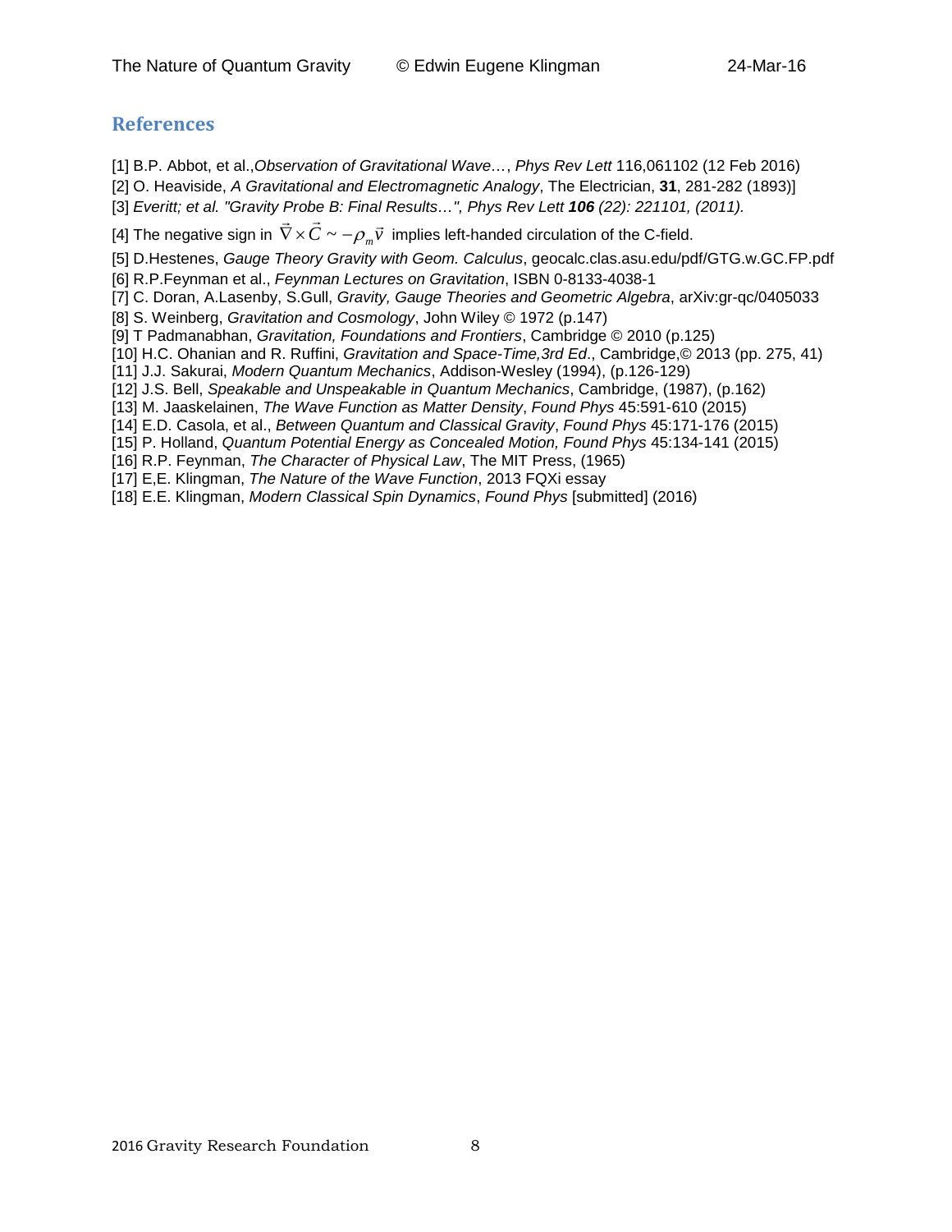## References

[1] B.P. Abbot, et al.,*Observation of Gravitational Wave…*, *Phys Rev Lett* 116,061102 (12 Feb 2016)

[2] O. Heaviside, *A Gravitational and Electromagnetic Analogy*, The Electrician, **31**, 281-282 (1893)]

[3] *Everitt; et al. "Gravity Probe B: Final Results…", Phys Rev Lett **106** (22): 221101, (2011).*

[4] The negative sign in $\vec{\nabla} \times \vec{C} \sim -\rho_m \vec{v}$ implies left-handed circulation of the C-field.

[5] D.Hestenes, *Gauge Theory Gravity with Geom. Calculus*, geocalc.clas.asu.edu/pdf/GTG.w.GC.FP.pdf

[6] R.P.Feynman et al., *Feynman Lectures on Gravitation*, ISBN 0-8133-4038-1

[7] C. Doran, A.Lasenby, S.Gull, *Gravity, Gauge Theories and Geometric Algebra*, arXiv:gr-qc/0405033

[8] S. Weinberg, *Gravitation and Cosmology*, John Wiley © 1972 (p.147)

[9] T Padmanabhan, *Gravitation, Foundations and Frontiers*, Cambridge © 2010 (p.125)

[10] H.C. Ohanian and R. Ruffini, *Gravitation and Space-Time,3rd Ed*., Cambridge,© 2013 (pp. 275, 41)

[11] J.J. Sakurai, *Modern Quantum Mechanics*, Addison-Wesley (1994), (p.126-129)

[12] J.S. Bell, *Speakable and Unspeakable in Quantum Mechanics*, Cambridge, (1987), (p.162)

[13] M. Jaaskelainen, *The Wave Function as Matter Density*, *Found Phys* 45:591-610 (2015)

[14] E.D. Casola, et al., *Between Quantum and Classical Gravity*, *Found Phys* 45:171-176 (2015)

[15] P. Holland, *Quantum Potential Energy as Concealed Motion, Found Phys* 45:134-141 (2015)

[16] R.P. Feynman, *The Character of Physical Law*, The MIT Press, (1965)

[17] E,E. Klingman, *The Nature of the Wave Function*, 2013 FQXi essay

[18] E.E. Klingman, *Modern Classical Spin Dynamics*, *Found Phys* [submitted] (2016)